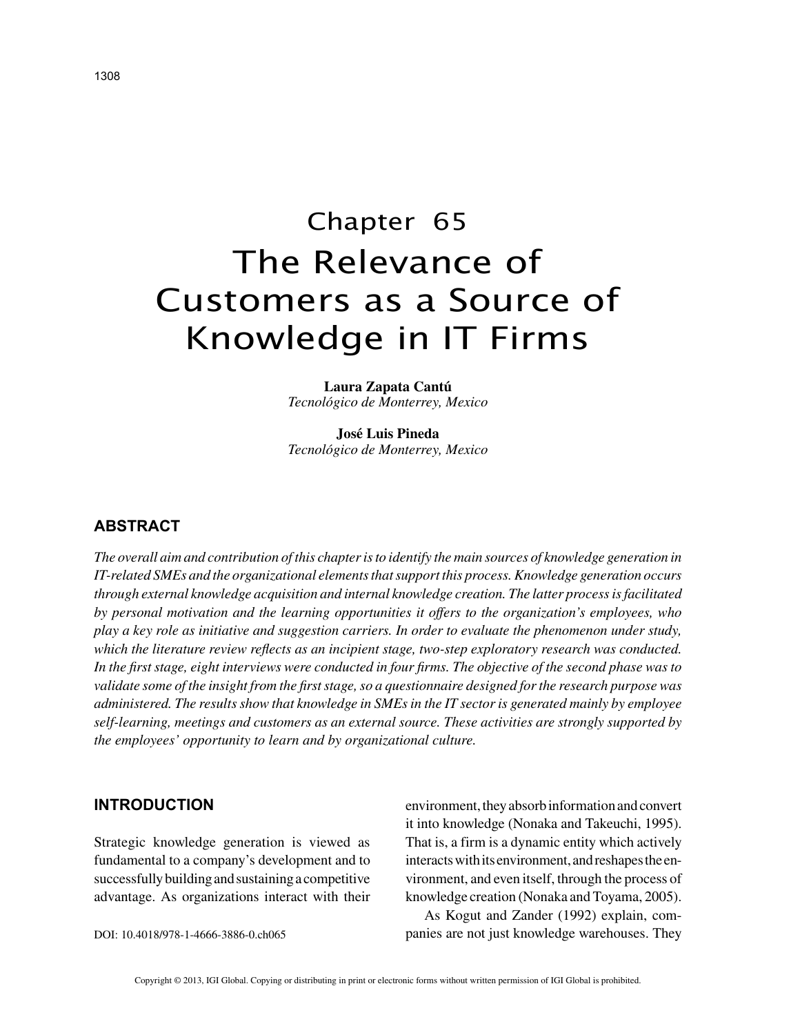# Chapter 65
# The Relevance of Customers as a Source of Knowledge in IT Firms

**Laura Zapata Cantú**
*Tecnológico de Monterrey, Mexico*

**José Luis Pineda**
*Tecnológico de Monterrey, Mexico*

## ABSTRACT

*The overall aim and contribution of this chapter is to identify the main sources of knowledge generation in IT-related SMEs and the organizational elements that support this process. Knowledge generation occurs through external knowledge acquisition and internal knowledge creation. The latter process is facilitated by personal motivation and the learning opportunities it offers to the organization's employees, who play a key role as initiative and suggestion carriers. In order to evaluate the phenomenon under study, which the literature review reflects as an incipient stage, two-step exploratory research was conducted. In the first stage, eight interviews were conducted in four firms. The objective of the second phase was to validate some of the insight from the first stage, so a questionnaire designed for the research purpose was administered. The results show that knowledge in SMEs in the IT sector is generated mainly by employee self-learning, meetings and customers as an external source. These activities are strongly supported by the employees' opportunity to learn and by organizational culture.*

## INTRODUCTION

Strategic knowledge generation is viewed as fundamental to a company's development and to successfully building and sustaining a competitive advantage. As organizations interact with their environment, they absorb information and convert it into knowledge (Nonaka and Takeuchi, 1995). That is, a firm is a dynamic entity which actively interacts with its environment, and reshapes the environment, and even itself, through the process of knowledge creation (Nonaka and Toyama, 2005).

As Kogut and Zander (1992) explain, companies are not just knowledge warehouses. They

DOI: 10.4018/978-1-4666-3886-0.ch065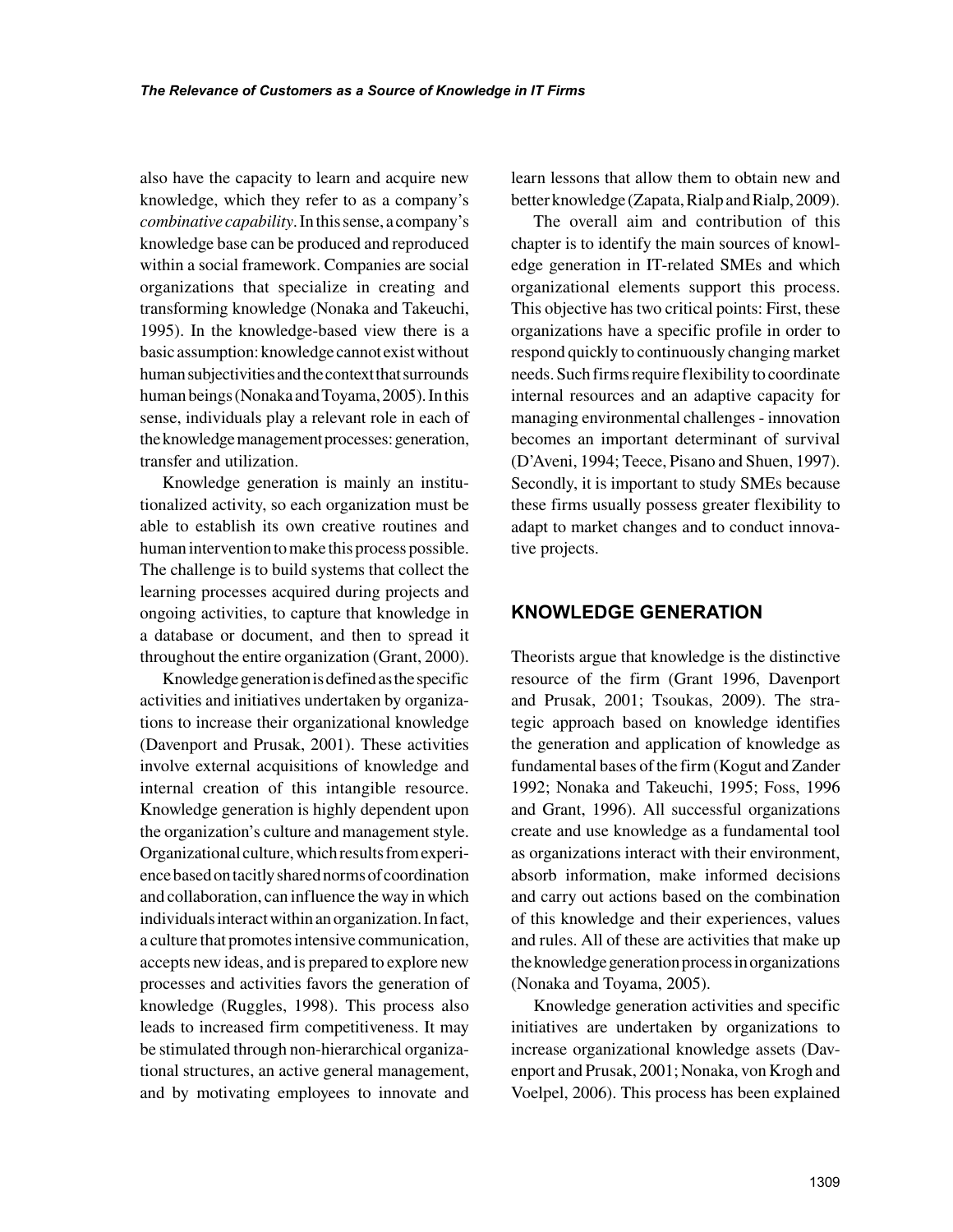also have the capacity to learn and acquire new knowledge, which they refer to as a company's *combinative capability*. In this sense, a company's knowledge base can be produced and reproduced within a social framework. Companies are social organizations that specialize in creating and transforming knowledge (Nonaka and Takeuchi, 1995). In the knowledge-based view there is a basic assumption: knowledge cannot exist without human subjectivities and the context that surrounds human beings (Nonaka and Toyama, 2005). In this sense, individuals play a relevant role in each of the knowledge management processes: generation, transfer and utilization.

Knowledge generation is mainly an institutionalized activity, so each organization must be able to establish its own creative routines and human intervention to make this process possible. The challenge is to build systems that collect the learning processes acquired during projects and ongoing activities, to capture that knowledge in a database or document, and then to spread it throughout the entire organization (Grant, 2000).

Knowledge generation is defined as the specific activities and initiatives undertaken by organizations to increase their organizational knowledge (Davenport and Prusak, 2001). These activities involve external acquisitions of knowledge and internal creation of this intangible resource. Knowledge generation is highly dependent upon the organization's culture and management style. Organizational culture, which results from experience based on tacitly shared norms of coordination and collaboration, can influence the way in which individuals interact within an organization. In fact, a culture that promotes intensive communication, accepts new ideas, and is prepared to explore new processes and activities favors the generation of knowledge (Ruggles, 1998). This process also leads to increased firm competitiveness. It may be stimulated through non-hierarchical organizational structures, an active general management, and by motivating employees to innovate and learn lessons that allow them to obtain new and better knowledge (Zapata, Rialp and Rialp, 2009).

The overall aim and contribution of this chapter is to identify the main sources of knowledge generation in IT-related SMEs and which organizational elements support this process. This objective has two critical points: First, these organizations have a specific profile in order to respond quickly to continuously changing market needs. Such firms require flexibility to coordinate internal resources and an adaptive capacity for managing environmental challenges - innovation becomes an important determinant of survival (D'Aveni, 1994; Teece, Pisano and Shuen, 1997). Secondly, it is important to study SMEs because these firms usually possess greater flexibility to adapt to market changes and to conduct innovative projects.

## KNOWLEDGE GENERATION

Theorists argue that knowledge is the distinctive resource of the firm (Grant 1996, Davenport and Prusak, 2001; Tsoukas, 2009). The strategic approach based on knowledge identifies the generation and application of knowledge as fundamental bases of the firm (Kogut and Zander 1992; Nonaka and Takeuchi, 1995; Foss, 1996 and Grant, 1996). All successful organizations create and use knowledge as a fundamental tool as organizations interact with their environment, absorb information, make informed decisions and carry out actions based on the combination of this knowledge and their experiences, values and rules. All of these are activities that make up the knowledge generation process in organizations (Nonaka and Toyama, 2005).

Knowledge generation activities and specific initiatives are undertaken by organizations to increase organizational knowledge assets (Davenport and Prusak, 2001; Nonaka, von Krogh and Voelpel, 2006). This process has been explained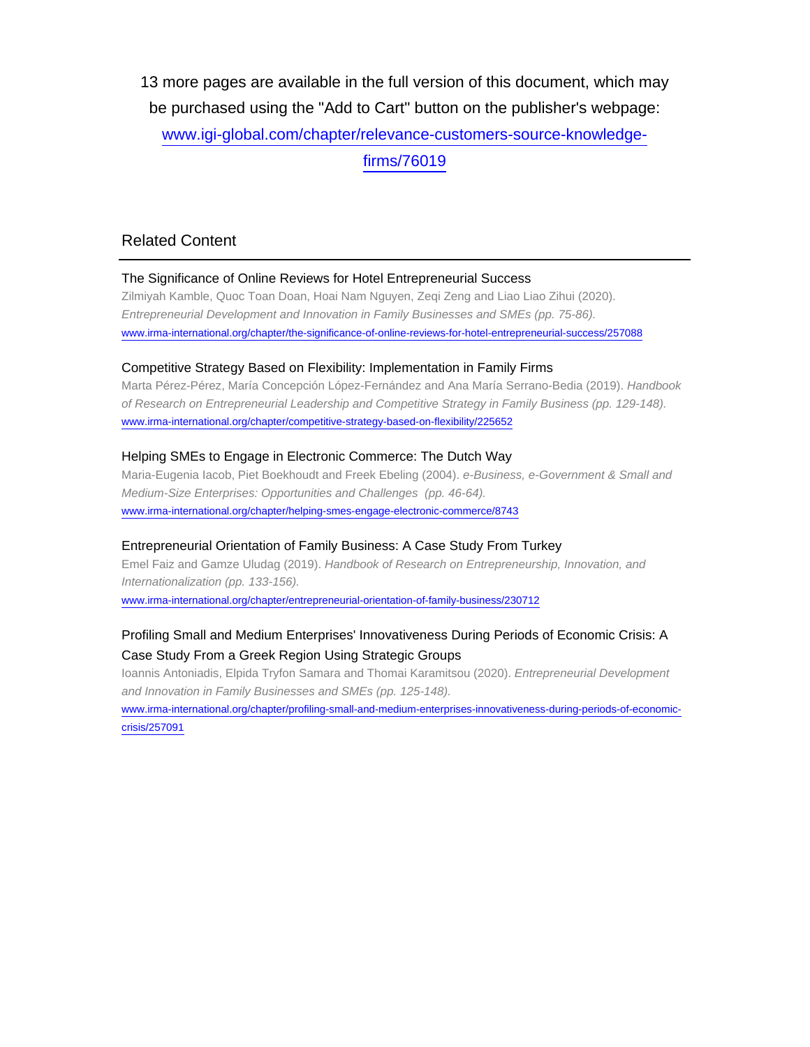13 more pages are available in the full version of this document, which may be purchased using the "Add to Cart" button on the publisher's webpage: [www.igi-global.com/chapter/relevance-customers-source-knowledge-firms/76019](www.igi-global.com/chapter/relevance-customers-source-knowledge-firms/76019)

## Related Content

**The Significance of Online Reviews for Hotel Entrepreneurial Success**
Zilmiyah Kamble, Quoc Toan Doan, Hoai Nam Nguyen, Zeqi Zeng and Liao Liao Zihui (2020). *Entrepreneurial Development and Innovation in Family Businesses and SMEs (pp. 75-86).*
[www.irma-international.org/chapter/the-significance-of-online-reviews-for-hotel-entrepreneurial-success/257088](www.irma-international.org/chapter/the-significance-of-online-reviews-for-hotel-entrepreneurial-success/257088)

**Competitive Strategy Based on Flexibility: Implementation in Family Firms**
Marta Pérez-Pérez, María Concepción López-Fernández and Ana María Serrano-Bedia (2019). *Handbook of Research on Entrepreneurial Leadership and Competitive Strategy in Family Business (pp. 129-148).*
[www.irma-international.org/chapter/competitive-strategy-based-on-flexibility/225652](www.irma-international.org/chapter/competitive-strategy-based-on-flexibility/225652)

**Helping SMEs to Engage in Electronic Commerce: The Dutch Way**
Maria-Eugenia Iacob, Piet Boekhoudt and Freek Ebeling (2004). *e-Business, e-Government & Small and Medium-Size Enterprises: Opportunities and Challenges (pp. 46-64).*
[www.irma-international.org/chapter/helping-smes-engage-electronic-commerce/8743](www.irma-international.org/chapter/helping-smes-engage-electronic-commerce/8743)

**Entrepreneurial Orientation of Family Business: A Case Study From Turkey**
Emel Faiz and Gamze Uludag (2019). *Handbook of Research on Entrepreneurship, Innovation, and Internationalization (pp. 133-156).*
[www.irma-international.org/chapter/entrepreneurial-orientation-of-family-business/230712](www.irma-international.org/chapter/entrepreneurial-orientation-of-family-business/230712)

**Profiling Small and Medium Enterprises' Innovativeness During Periods of Economic Crisis: A Case Study From a Greek Region Using Strategic Groups**
Ioannis Antoniadis, Elpida Tryfon Samara and Thomai Karamitsou (2020). *Entrepreneurial Development and Innovation in Family Businesses and SMEs (pp. 125-148).*
[www.irma-international.org/chapter/profiling-small-and-medium-enterprises-innovativeness-during-periods-of-economic-crisis/257091](www.irma-international.org/chapter/profiling-small-and-medium-enterprises-innovativeness-during-periods-of-economic-crisis/257091)